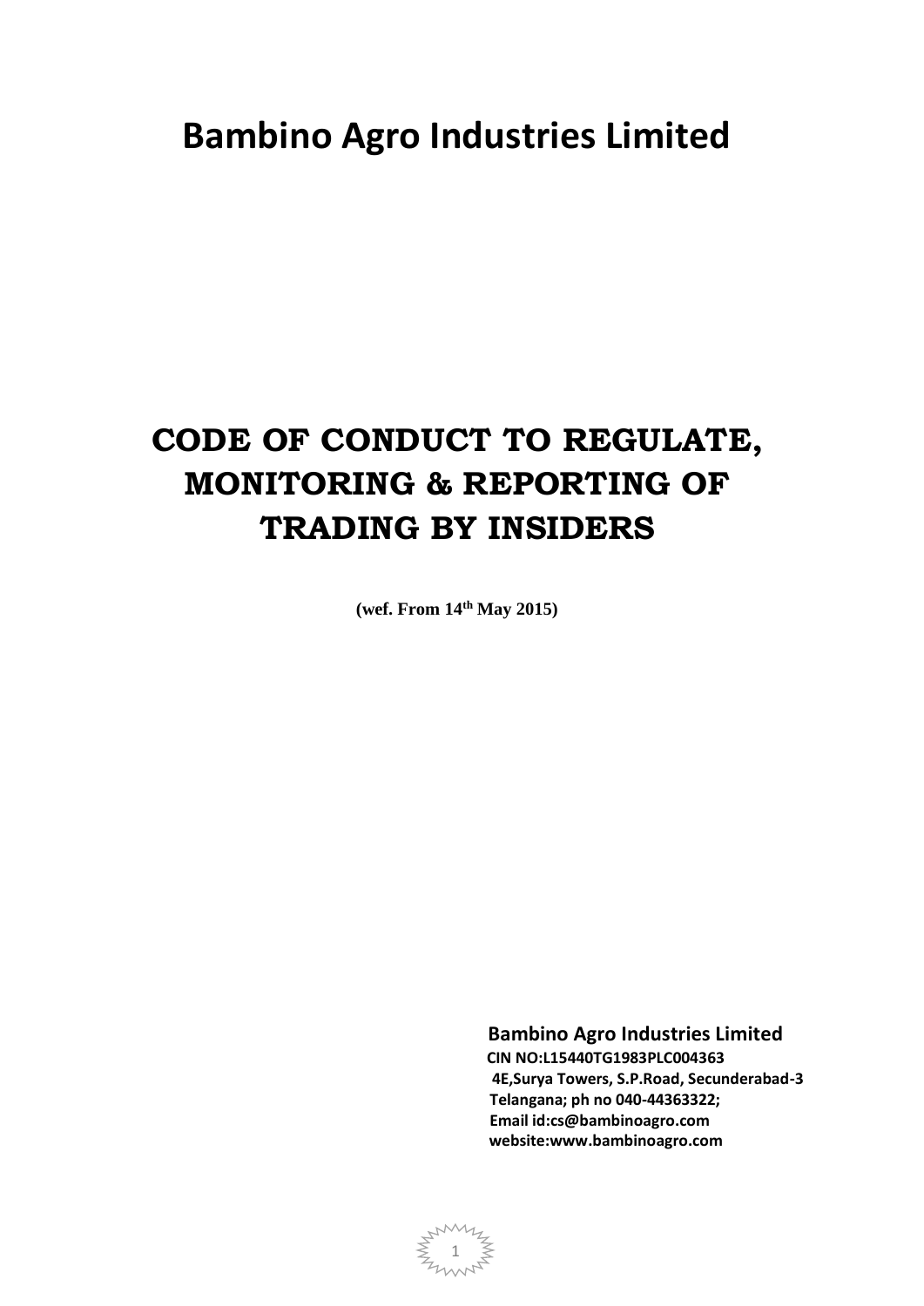# Bambino Agro Industries Limited

# CODE OF CONDUCT TO REGULATE, MONITORING & REPORTING OF TRADING BY INSIDERS

**(wef. From 14th May 2015)**

**Bambino Agro Industries Limited**
**CIN NO:L15440TG1983PLC004363**
**4E,Surya Towers, S.P.Road, Secunderabad-3**
**Telangana; ph no 040-44363322;**
**Email id:cs@bambinoagro.com**
**website:www.bambinoagro.com**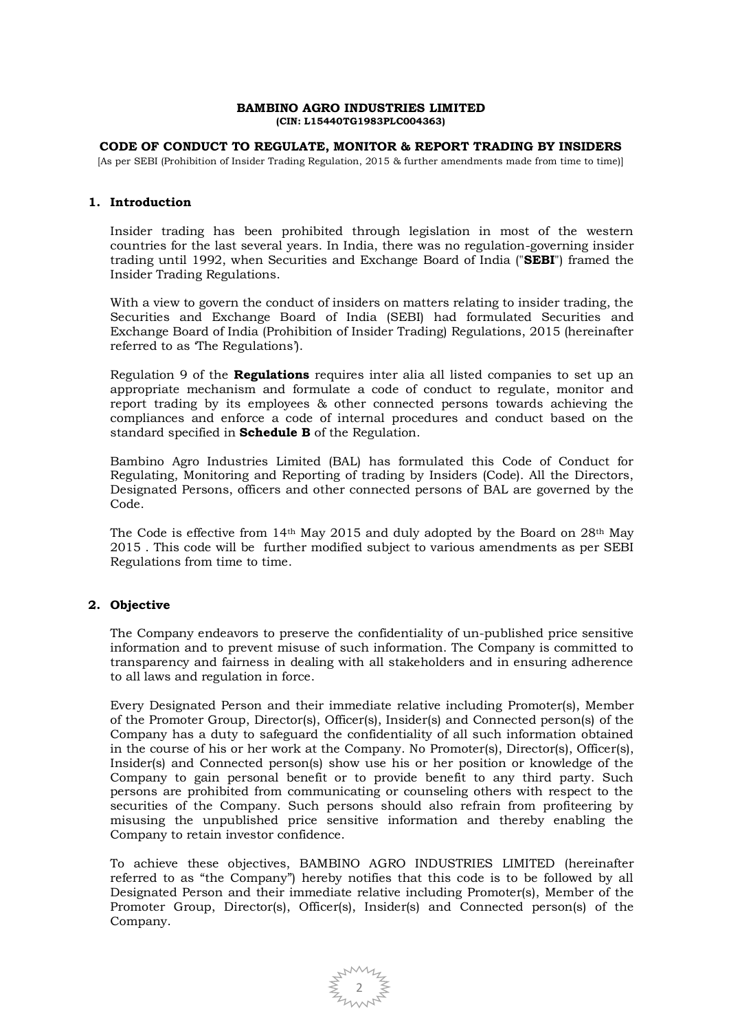**BAMBINO AGRO INDUSTRIES LIMITED**
**(CIN: L15440TG1983PLC004363)**

**CODE OF CONDUCT TO REGULATE, MONITOR & REPORT TRADING BY INSIDERS**

[As per SEBI (Prohibition of Insider Trading Regulation, 2015 & further amendments made from time to time)]

## 1. Introduction

Insider trading has been prohibited through legislation in most of the western countries for the last several years. In India, there was no regulation-governing insider trading until 1992, when Securities and Exchange Board of India ("**SEBI**") framed the Insider Trading Regulations.

With a view to govern the conduct of insiders on matters relating to insider trading, the Securities and Exchange Board of India (SEBI) had formulated Securities and Exchange Board of India (Prohibition of Insider Trading) Regulations, 2015 (hereinafter referred to as 'The Regulations').

Regulation 9 of the **Regulations** requires inter alia all listed companies to set up an appropriate mechanism and formulate a code of conduct to regulate, monitor and report trading by its employees & other connected persons towards achieving the compliances and enforce a code of internal procedures and conduct based on the standard specified in **Schedule B** of the Regulation.

Bambino Agro Industries Limited (BAL) has formulated this Code of Conduct for Regulating, Monitoring and Reporting of trading by Insiders (Code). All the Directors, Designated Persons, officers and other connected persons of BAL are governed by the Code.

The Code is effective from 14th May 2015 and duly adopted by the Board on 28th May 2015 . This code will be further modified subject to various amendments as per SEBI Regulations from time to time.

## 2. Objective

The Company endeavors to preserve the confidentiality of un-published price sensitive information and to prevent misuse of such information. The Company is committed to transparency and fairness in dealing with all stakeholders and in ensuring adherence to all laws and regulation in force.

Every Designated Person and their immediate relative including Promoter(s), Member of the Promoter Group, Director(s), Officer(s), Insider(s) and Connected person(s) of the Company has a duty to safeguard the confidentiality of all such information obtained in the course of his or her work at the Company. No Promoter(s), Director(s), Officer(s), Insider(s) and Connected person(s) show use his or her position or knowledge of the Company to gain personal benefit or to provide benefit to any third party. Such persons are prohibited from communicating or counseling others with respect to the securities of the Company. Such persons should also refrain from profiteering by misusing the unpublished price sensitive information and thereby enabling the Company to retain investor confidence.

To achieve these objectives, BAMBINO AGRO INDUSTRIES LIMITED (hereinafter referred to as "the Company") hereby notifies that this code is to be followed by all Designated Person and their immediate relative including Promoter(s), Member of the Promoter Group, Director(s), Officer(s), Insider(s) and Connected person(s) of the Company.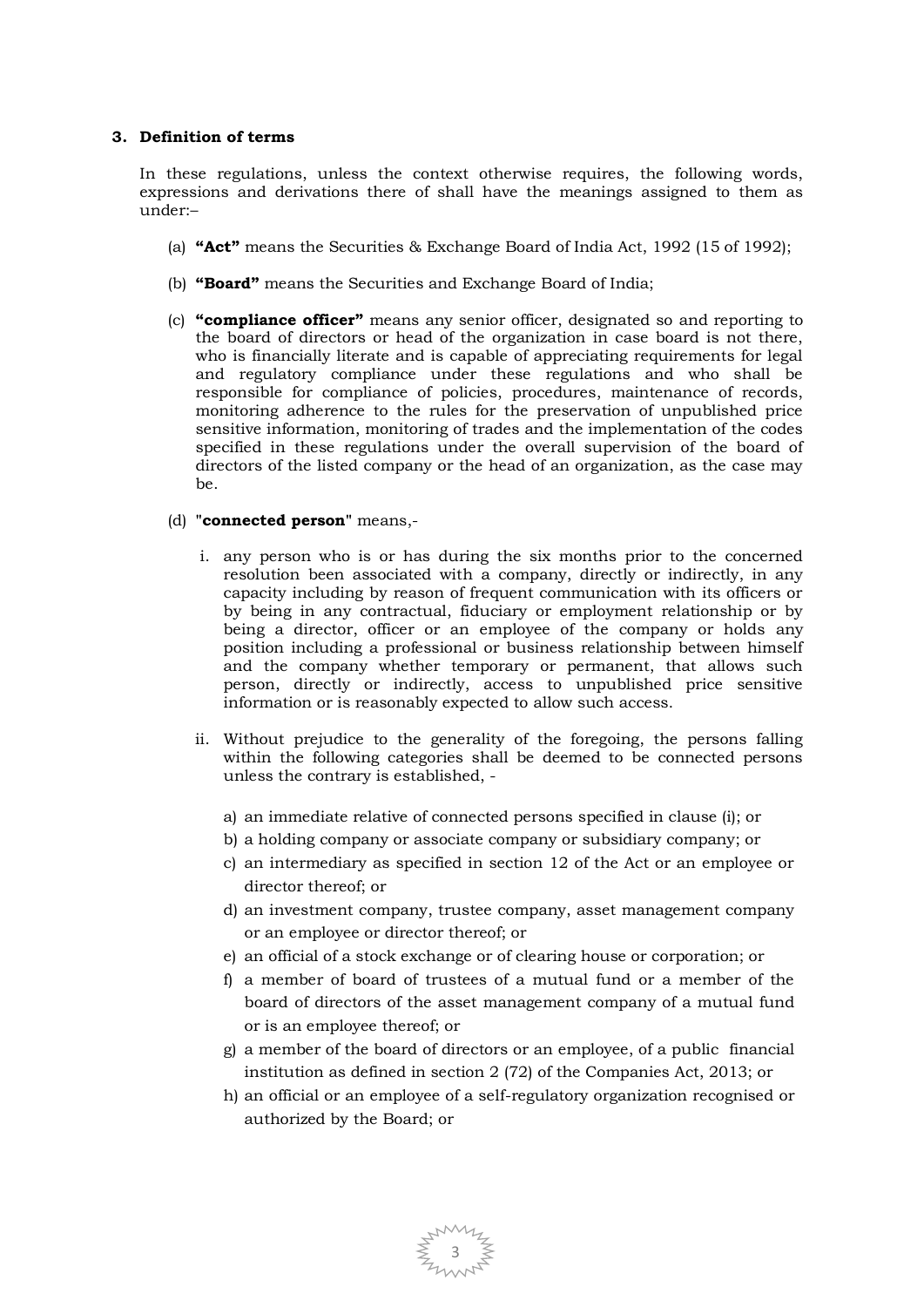## 3. Definition of terms

In these regulations, unless the context otherwise requires, the following words, expressions and derivations there of shall have the meanings assigned to them as under:–

(a) **"Act"** means the Securities & Exchange Board of India Act, 1992 (15 of 1992);

(b) **"Board"** means the Securities and Exchange Board of India;

(c) **"compliance officer"** means any senior officer, designated so and reporting to the board of directors or head of the organization in case board is not there, who is financially literate and is capable of appreciating requirements for legal and regulatory compliance under these regulations and who shall be responsible for compliance of policies, procedures, maintenance of records, monitoring adherence to the rules for the preservation of unpublished price sensitive information, monitoring of trades and the implementation of the codes specified in these regulations under the overall supervision of the board of directors of the listed company or the head of an organization, as the case may be.

(d) "**connected person**" means,-

i. any person who is or has during the six months prior to the concerned resolution been associated with a company, directly or indirectly, in any capacity including by reason of frequent communication with its officers or by being in any contractual, fiduciary or employment relationship or by being a director, officer or an employee of the company or holds any position including a professional or business relationship between himself and the company whether temporary or permanent, that allows such person, directly or indirectly, access to unpublished price sensitive information or is reasonably expected to allow such access.

ii. Without prejudice to the generality of the foregoing, the persons falling within the following categories shall be deemed to be connected persons unless the contrary is established, -

a) an immediate relative of connected persons specified in clause (i); or
b) a holding company or associate company or subsidiary company; or
c) an intermediary as specified in section 12 of the Act or an employee or director thereof; or
d) an investment company, trustee company, asset management company or an employee or director thereof; or
e) an official of a stock exchange or of clearing house or corporation; or
f) a member of board of trustees of a mutual fund or a member of the board of directors of the asset management company of a mutual fund or is an employee thereof; or
g) a member of the board of directors or an employee, of a public financial institution as defined in section 2 (72) of the Companies Act, 2013; or
h) an official or an employee of a self-regulatory organization recognised or authorized by the Board; or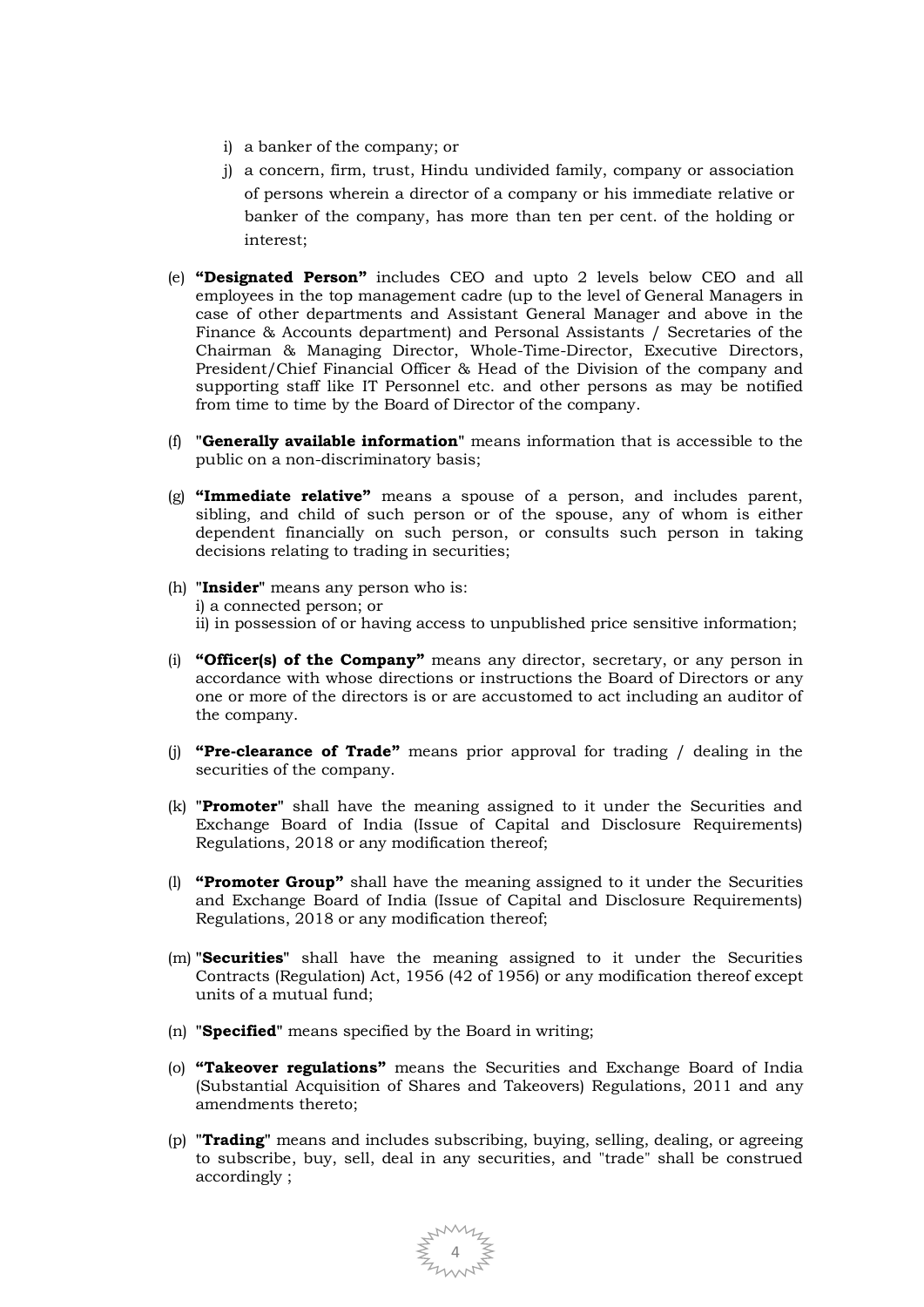i) a banker of the company; or

j) a concern, firm, trust, Hindu undivided family, company or association of persons wherein a director of a company or his immediate relative or banker of the company, has more than ten per cent. of the holding or interest;

(e) **"Designated Person"** includes CEO and upto 2 levels below CEO and all employees in the top management cadre (up to the level of General Managers in case of other departments and Assistant General Manager and above in the Finance & Accounts department) and Personal Assistants / Secretaries of the Chairman & Managing Director, Whole-Time-Director, Executive Directors, President/Chief Financial Officer & Head of the Division of the company and supporting staff like IT Personnel etc. and other persons as may be notified from time to time by the Board of Director of the company.

(f) "**Generally available information**" means information that is accessible to the public on a non-discriminatory basis;

(g) **"Immediate relative"** means a spouse of a person, and includes parent, sibling, and child of such person or of the spouse, any of whom is either dependent financially on such person, or consults such person in taking decisions relating to trading in securities;

(h) "**Insider**" means any person who is:
i) a connected person; or
ii) in possession of or having access to unpublished price sensitive information;

(i) **"Officer(s) of the Company"** means any director, secretary, or any person in accordance with whose directions or instructions the Board of Directors or any one or more of the directors is or are accustomed to act including an auditor of the company.

(j) **"Pre-clearance of Trade"** means prior approval for trading / dealing in the securities of the company.

(k) "**Promoter**" shall have the meaning assigned to it under the Securities and Exchange Board of India (Issue of Capital and Disclosure Requirements) Regulations, 2018 or any modification thereof;

(l) **"Promoter Group"** shall have the meaning assigned to it under the Securities and Exchange Board of India (Issue of Capital and Disclosure Requirements) Regulations, 2018 or any modification thereof;

(m) "**Securities**" shall have the meaning assigned to it under the Securities Contracts (Regulation) Act, 1956 (42 of 1956) or any modification thereof except units of a mutual fund;

(n) "**Specified**" means specified by the Board in writing;

(o) **"Takeover regulations"** means the Securities and Exchange Board of India (Substantial Acquisition of Shares and Takeovers) Regulations, 2011 and any amendments thereto;

(p) "**Trading**" means and includes subscribing, buying, selling, dealing, or agreeing to subscribe, buy, sell, deal in any securities, and "trade" shall be construed accordingly ;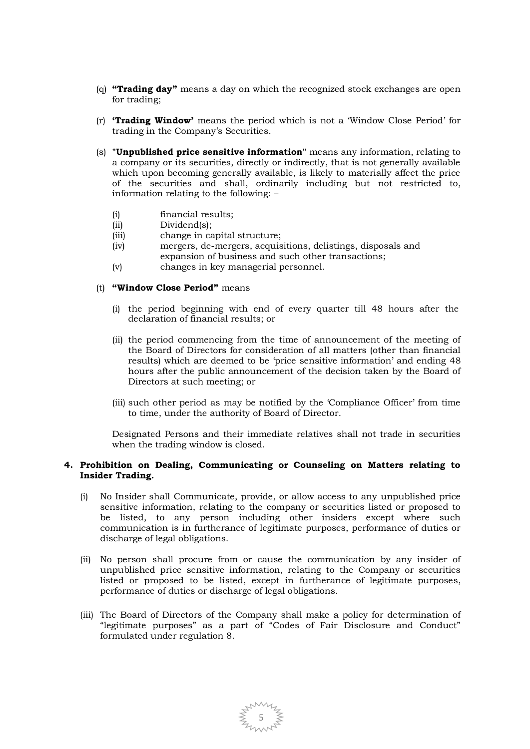(q) **"Trading day"** means a day on which the recognized stock exchanges are open for trading;

(r) **'Trading Window'** means the period which is not a 'Window Close Period' for trading in the Company's Securities.

(s) "**Unpublished price sensitive information**" means any information, relating to a company or its securities, directly or indirectly, that is not generally available which upon becoming generally available, is likely to materially affect the price of the securities and shall, ordinarily including but not restricted to, information relating to the following: –

   (i) financial results;
   (ii) Dividend(s);
   (iii) change in capital structure;
   (iv) mergers, de-mergers, acquisitions, delistings, disposals and expansion of business and such other transactions;
   (v) changes in key managerial personnel.

(t) **"Window Close Period"** means

   (i) the period beginning with end of every quarter till 48 hours after the declaration of financial results; or

   (ii) the period commencing from the time of announcement of the meeting of the Board of Directors for consideration of all matters (other than financial results) which are deemed to be 'price sensitive information' and ending 48 hours after the public announcement of the decision taken by the Board of Directors at such meeting; or

   (iii) such other period as may be notified by the 'Compliance Officer' from time to time, under the authority of Board of Director.

   Designated Persons and their immediate relatives shall not trade in securities when the trading window is closed.

**4. Prohibition on Dealing, Communicating or Counseling on Matters relating to Insider Trading.**

(i) No Insider shall Communicate, provide, or allow access to any unpublished price sensitive information, relating to the company or securities listed or proposed to be listed, to any person including other insiders except where such communication is in furtherance of legitimate purposes, performance of duties or discharge of legal obligations.

(ii) No person shall procure from or cause the communication by any insider of unpublished price sensitive information, relating to the Company or securities listed or proposed to be listed, except in furtherance of legitimate purposes, performance of duties or discharge of legal obligations.

(iii) The Board of Directors of the Company shall make a policy for determination of "legitimate purposes" as a part of "Codes of Fair Disclosure and Conduct" formulated under regulation 8.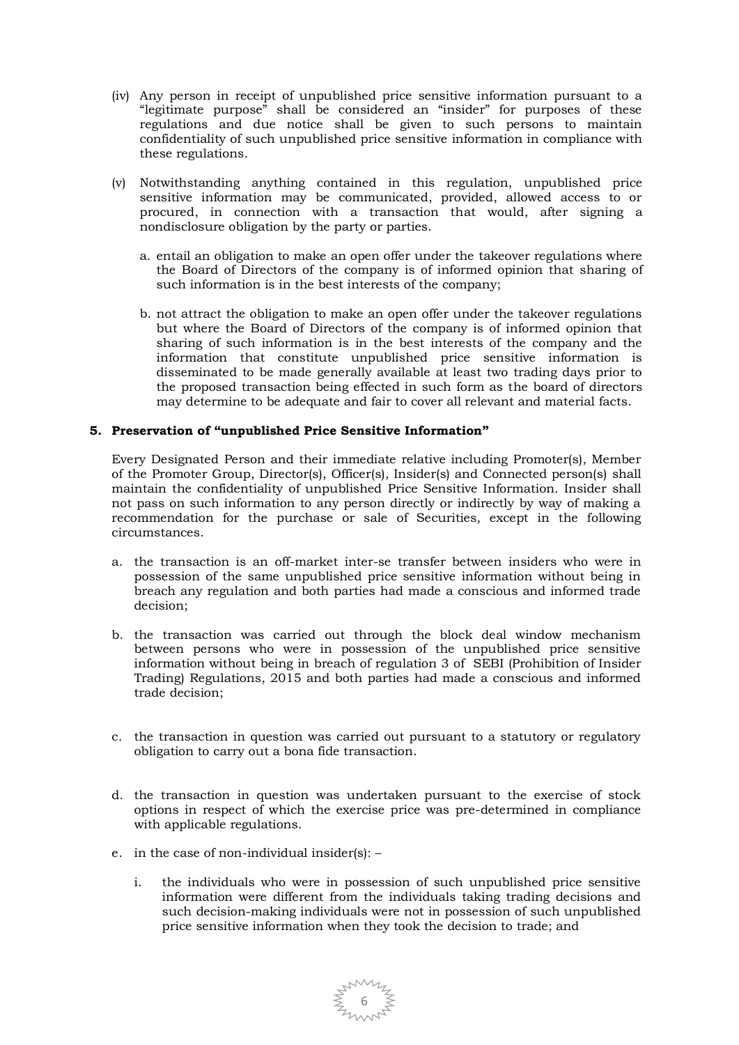(iv) Any person in receipt of unpublished price sensitive information pursuant to a "legitimate purpose" shall be considered an "insider" for purposes of these regulations and due notice shall be given to such persons to maintain confidentiality of such unpublished price sensitive information in compliance with these regulations.

(v) Notwithstanding anything contained in this regulation, unpublished price sensitive information may be communicated, provided, allowed access to or procured, in connection with a transaction that would, after signing a nondisclosure obligation by the party or parties.

a. entail an obligation to make an open offer under the takeover regulations where the Board of Directors of the company is of informed opinion that sharing of such information is in the best interests of the company;

b. not attract the obligation to make an open offer under the takeover regulations but where the Board of Directors of the company is of informed opinion that sharing of such information is in the best interests of the company and the information that constitute unpublished price sensitive information is disseminated to be made generally available at least two trading days prior to the proposed transaction being effected in such form as the board of directors may determine to be adequate and fair to cover all relevant and material facts.

## 5. Preservation of "unpublished Price Sensitive Information"

Every Designated Person and their immediate relative including Promoter(s), Member of the Promoter Group, Director(s), Officer(s), Insider(s) and Connected person(s) shall maintain the confidentiality of unpublished Price Sensitive Information. Insider shall not pass on such information to any person directly or indirectly by way of making a recommendation for the purchase or sale of Securities, except in the following circumstances.

a. the transaction is an off-market inter-se transfer between insiders who were in possession of the same unpublished price sensitive information without being in breach any regulation and both parties had made a conscious and informed trade decision;

b. the transaction was carried out through the block deal window mechanism between persons who were in possession of the unpublished price sensitive information without being in breach of regulation 3 of SEBI (Prohibition of Insider Trading) Regulations, 2015 and both parties had made a conscious and informed trade decision;

c. the transaction in question was carried out pursuant to a statutory or regulatory obligation to carry out a bona fide transaction.

d. the transaction in question was undertaken pursuant to the exercise of stock options in respect of which the exercise price was pre-determined in compliance with applicable regulations.

e. in the case of non-individual insider(s): –

i. the individuals who were in possession of such unpublished price sensitive information were different from the individuals taking trading decisions and such decision-making individuals were not in possession of such unpublished price sensitive information when they took the decision to trade; and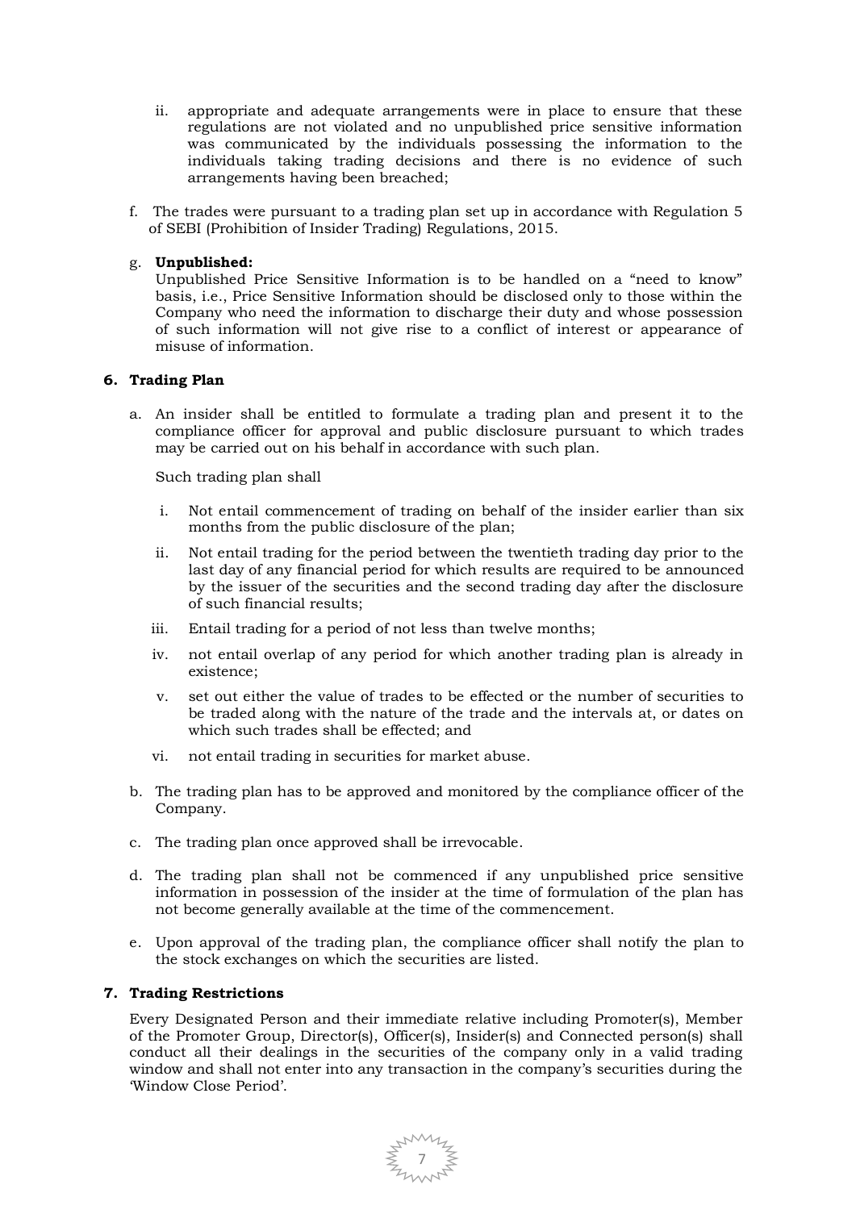ii. appropriate and adequate arrangements were in place to ensure that these regulations are not violated and no unpublished price sensitive information was communicated by the individuals possessing the information to the individuals taking trading decisions and there is no evidence of such arrangements having been breached;

f. The trades were pursuant to a trading plan set up in accordance with Regulation 5 of SEBI (Prohibition of Insider Trading) Regulations, 2015.

g. **Unpublished:**
Unpublished Price Sensitive Information is to be handled on a "need to know" basis, i.e., Price Sensitive Information should be disclosed only to those within the Company who need the information to discharge their duty and whose possession of such information will not give rise to a conflict of interest or appearance of misuse of information.

## 6. Trading Plan

a. An insider shall be entitled to formulate a trading plan and present it to the compliance officer for approval and public disclosure pursuant to which trades may be carried out on his behalf in accordance with such plan.

   Such trading plan shall

   i. Not entail commencement of trading on behalf of the insider earlier than six months from the public disclosure of the plan;

   ii. Not entail trading for the period between the twentieth trading day prior to the last day of any financial period for which results are required to be announced by the issuer of the securities and the second trading day after the disclosure of such financial results;

   iii. Entail trading for a period of not less than twelve months;

   iv. not entail overlap of any period for which another trading plan is already in existence;

   v. set out either the value of trades to be effected or the number of securities to be traded along with the nature of the trade and the intervals at, or dates on which such trades shall be effected; and

   vi. not entail trading in securities for market abuse.

b. The trading plan has to be approved and monitored by the compliance officer of the Company.

c. The trading plan once approved shall be irrevocable.

d. The trading plan shall not be commenced if any unpublished price sensitive information in possession of the insider at the time of formulation of the plan has not become generally available at the time of the commencement.

e. Upon approval of the trading plan, the compliance officer shall notify the plan to the stock exchanges on which the securities are listed.

## 7. Trading Restrictions

Every Designated Person and their immediate relative including Promoter(s), Member of the Promoter Group, Director(s), Officer(s), Insider(s) and Connected person(s) shall conduct all their dealings in the securities of the company only in a valid trading window and shall not enter into any transaction in the company's securities during the 'Window Close Period'.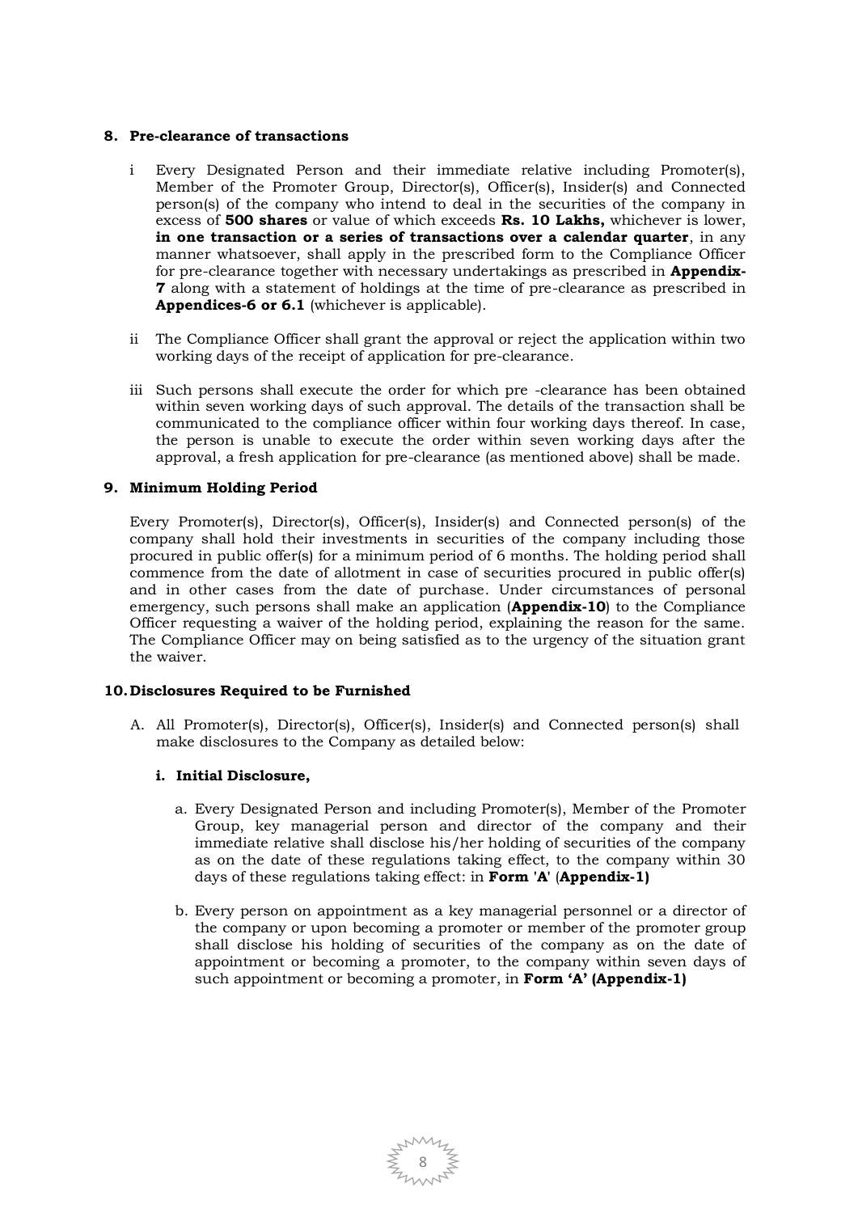## 8. Pre-clearance of transactions

i Every Designated Person and their immediate relative including Promoter(s), Member of the Promoter Group, Director(s), Officer(s), Insider(s) and Connected person(s) of the company who intend to deal in the securities of the company in excess of **500 shares** or value of which exceeds **Rs. 10 Lakhs,** whichever is lower, **in one transaction or a series of transactions over a calendar quarter**, in any manner whatsoever, shall apply in the prescribed form to the Compliance Officer for pre-clearance together with necessary undertakings as prescribed in **Appendix-7** along with a statement of holdings at the time of pre-clearance as prescribed in **Appendices-6 or 6.1** (whichever is applicable).

ii The Compliance Officer shall grant the approval or reject the application within two working days of the receipt of application for pre-clearance.

iii Such persons shall execute the order for which pre -clearance has been obtained within seven working days of such approval. The details of the transaction shall be communicated to the compliance officer within four working days thereof. In case, the person is unable to execute the order within seven working days after the approval, a fresh application for pre-clearance (as mentioned above) shall be made.

## 9. Minimum Holding Period

Every Promoter(s), Director(s), Officer(s), Insider(s) and Connected person(s) of the company shall hold their investments in securities of the company including those procured in public offer(s) for a minimum period of 6 months. The holding period shall commence from the date of allotment in case of securities procured in public offer(s) and in other cases from the date of purchase. Under circumstances of personal emergency, such persons shall make an application (**Appendix-10**) to the Compliance Officer requesting a waiver of the holding period, explaining the reason for the same. The Compliance Officer may on being satisfied as to the urgency of the situation grant the waiver.

## 10. Disclosures Required to be Furnished

A. All Promoter(s), Director(s), Officer(s), Insider(s) and Connected person(s) shall make disclosures to the Company as detailed below:

### i. Initial Disclosure,

a. Every Designated Person and including Promoter(s), Member of the Promoter Group, key managerial person and director of the company and their immediate relative shall disclose his/her holding of securities of the company as on the date of these regulations taking effect, to the company within 30 days of these regulations taking effect: in **Form 'A'** (**Appendix-1)**

b. Every person on appointment as a key managerial personnel or a director of the company or upon becoming a promoter or member of the promoter group shall disclose his holding of securities of the company as on the date of appointment or becoming a promoter, to the company within seven days of such appointment or becoming a promoter, in **Form 'A' (Appendix-1)**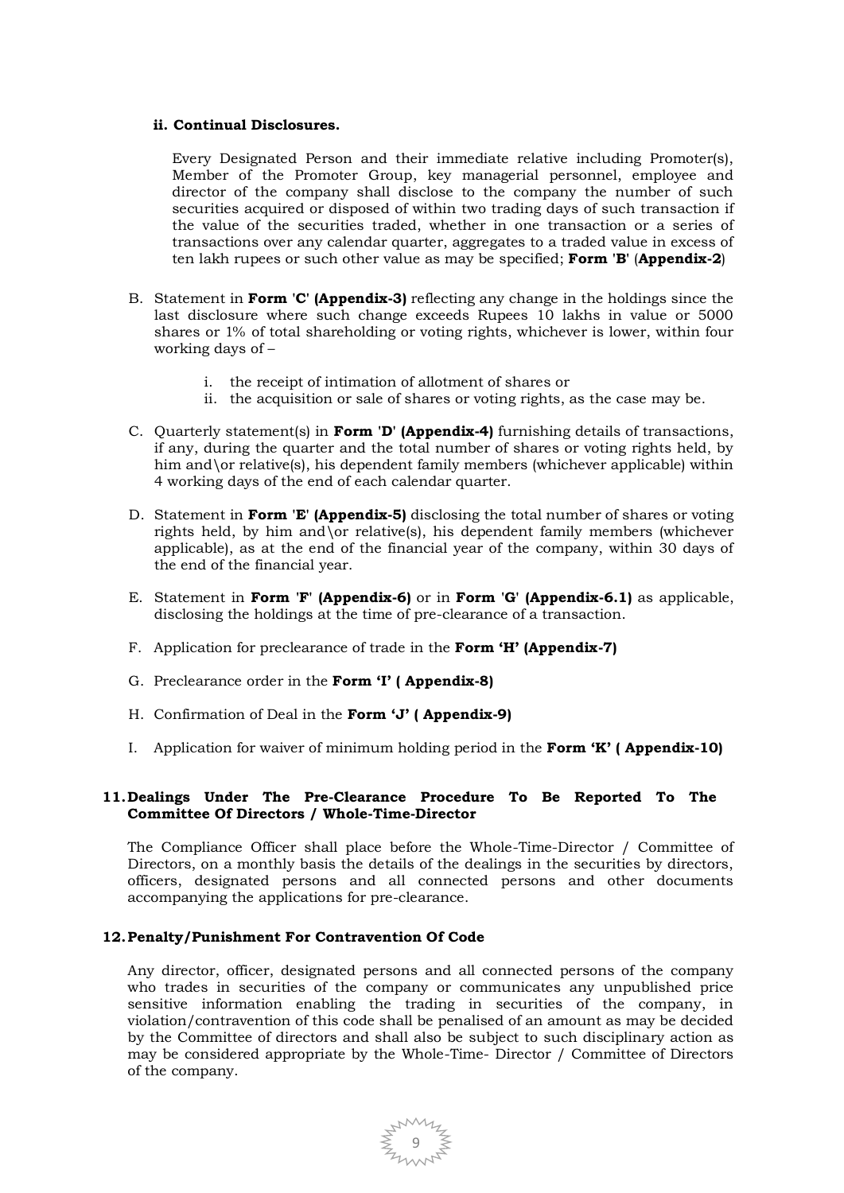**ii. Continual Disclosures.**

Every Designated Person and their immediate relative including Promoter(s), Member of the Promoter Group, key managerial personnel, employee and director of the company shall disclose to the company the number of such securities acquired or disposed of within two trading days of such transaction if the value of the securities traded, whether in one transaction or a series of transactions over any calendar quarter, aggregates to a traded value in excess of ten lakh rupees or such other value as may be specified; **Form 'B'** (**Appendix-2**)

B. Statement in **Form 'C' (Appendix-3)** reflecting any change in the holdings since the last disclosure where such change exceeds Rupees 10 lakhs in value or 5000 shares or 1% of total shareholding or voting rights, whichever is lower, within four working days of –

   i. the receipt of intimation of allotment of shares or
   ii. the acquisition or sale of shares or voting rights, as the case may be.

C. Quarterly statement(s) in **Form 'D' (Appendix-4)** furnishing details of transactions, if any, during the quarter and the total number of shares or voting rights held, by him and\or relative(s), his dependent family members (whichever applicable) within 4 working days of the end of each calendar quarter.

D. Statement in **Form 'E' (Appendix-5)** disclosing the total number of shares or voting rights held, by him and\or relative(s), his dependent family members (whichever applicable), as at the end of the financial year of the company, within 30 days of the end of the financial year.

E. Statement in **Form 'F' (Appendix-6)** or in **Form 'G' (Appendix-6.1)** as applicable, disclosing the holdings at the time of pre-clearance of a transaction.

F. Application for preclearance of trade in the **Form 'H' (Appendix-7)**

G. Preclearance order in the **Form 'I' ( Appendix-8)**

H. Confirmation of Deal in the **Form 'J' ( Appendix-9)**

I. Application for waiver of minimum holding period in the **Form 'K' ( Appendix-10)**

## 11. Dealings Under The Pre-Clearance Procedure To Be Reported To The Committee Of Directors / Whole-Time-Director

The Compliance Officer shall place before the Whole-Time-Director / Committee of Directors, on a monthly basis the details of the dealings in the securities by directors, officers, designated persons and all connected persons and other documents accompanying the applications for pre-clearance.

## 12. Penalty/Punishment For Contravention Of Code

Any director, officer, designated persons and all connected persons of the company who trades in securities of the company or communicates any unpublished price sensitive information enabling the trading in securities of the company, in violation/contravention of this code shall be penalised of an amount as may be decided by the Committee of directors and shall also be subject to such disciplinary action as may be considered appropriate by the Whole-Time- Director / Committee of Directors of the company.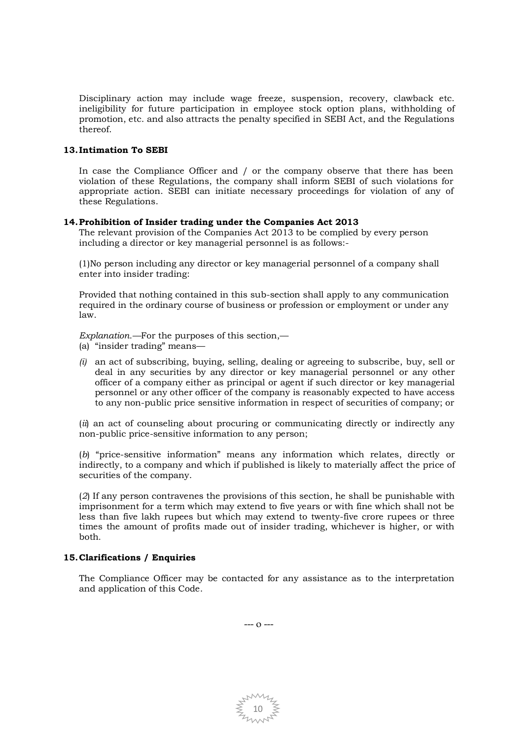Disciplinary action may include wage freeze, suspension, recovery, clawback etc. ineligibility for future participation in employee stock option plans, withholding of promotion, etc. and also attracts the penalty specified in SEBI Act, and the Regulations thereof.

### 13. Intimation To SEBI

In case the Compliance Officer and / or the company observe that there has been violation of these Regulations, the company shall inform SEBI of such violations for appropriate action. SEBI can initiate necessary proceedings for violation of any of these Regulations.

### 14. Prohibition of Insider trading under the Companies Act 2013

The relevant provision of the Companies Act 2013 to be complied by every person including a director or key managerial personnel is as follows:-

(1)No person including any director or key managerial personnel of a company shall enter into insider trading:

Provided that nothing contained in this sub-section shall apply to any communication required in the ordinary course of business or profession or employment or under any law.

*Explanation.*—For the purposes of this section,—

(a) "insider trading" means—

*(i)* an act of subscribing, buying, selling, dealing or agreeing to subscribe, buy, sell or deal in any securities by any director or key managerial personnel or any other officer of a company either as principal or agent if such director or key managerial personnel or any other officer of the company is reasonably expected to have access to any non-public price sensitive information in respect of securities of company; or

(*ii*) an act of counseling about procuring or communicating directly or indirectly any non-public price-sensitive information to any person;

(*b*) "price-sensitive information" means any information which relates, directly or indirectly, to a company and which if published is likely to materially affect the price of securities of the company.

(*2*) If any person contravenes the provisions of this section, he shall be punishable with imprisonment for a term which may extend to five years or with fine which shall not be less than five lakh rupees but which may extend to twenty-five crore rupees or three times the amount of profits made out of insider trading, whichever is higher, or with both.

### 15. Clarifications / Enquiries

The Compliance Officer may be contacted for any assistance as to the interpretation and application of this Code.

--- o ---